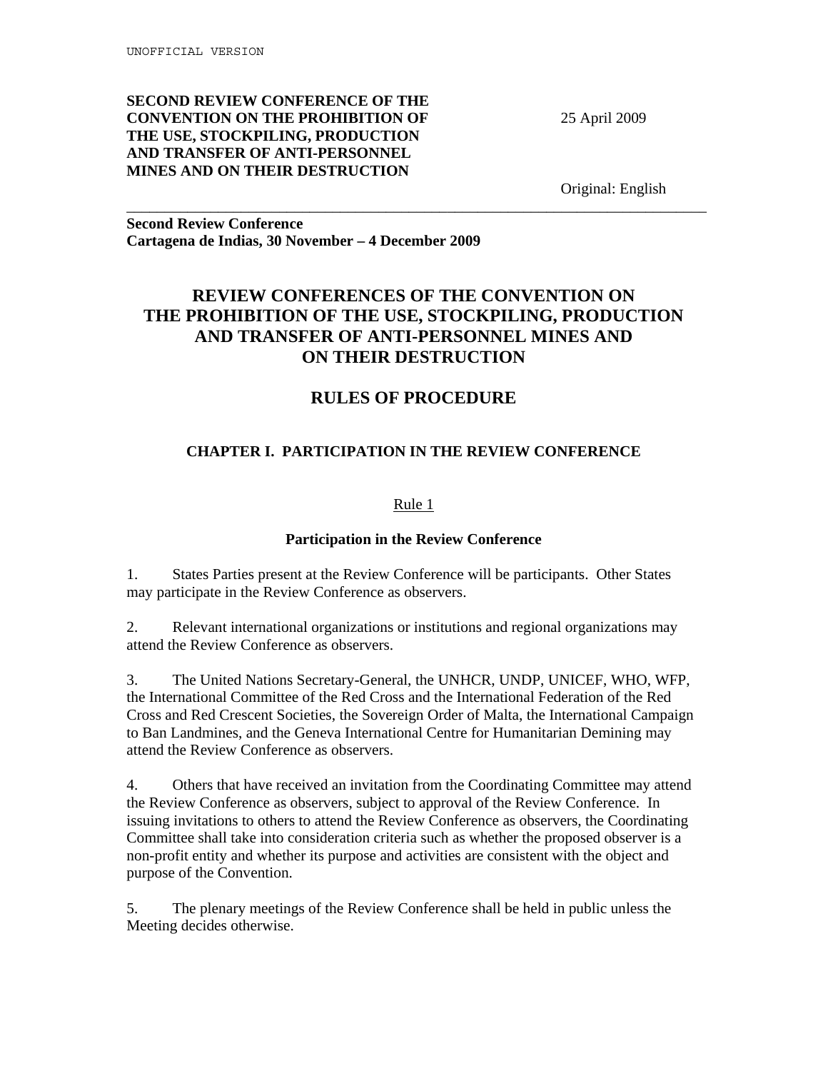UNOFFICIAL VERSION

**SECOND REVIEW CONFERENCE OF THE CONVENTION ON THE PROHIBITION OF THE USE, STOCKPILING, PRODUCTION AND TRANSFER OF ANTI-PERSONNEL MINES AND ON THEIR DESTRUCTION**

25 April 2009

Original: English

---

**Second Review Conference**
**Cartagena de Indias, 30 November – 4 December 2009**

# REVIEW CONFERENCES OF THE CONVENTION ON THE PROHIBITION OF THE USE, STOCKPILING, PRODUCTION AND TRANSFER OF ANTI-PERSONNEL MINES AND ON THEIR DESTRUCTION

# RULES OF PROCEDURE

## CHAPTER I. PARTICIPATION IN THE REVIEW CONFERENCE

### Rule 1

### Participation in the Review Conference

1. States Parties present at the Review Conference will be participants. Other States may participate in the Review Conference as observers.

2. Relevant international organizations or institutions and regional organizations may attend the Review Conference as observers.

3. The United Nations Secretary-General, the UNHCR, UNDP, UNICEF, WHO, WFP, the International Committee of the Red Cross and the International Federation of the Red Cross and Red Crescent Societies, the Sovereign Order of Malta, the International Campaign to Ban Landmines, and the Geneva International Centre for Humanitarian Demining may attend the Review Conference as observers.

4. Others that have received an invitation from the Coordinating Committee may attend the Review Conference as observers, subject to approval of the Review Conference. In issuing invitations to others to attend the Review Conference as observers, the Coordinating Committee shall take into consideration criteria such as whether the proposed observer is a non-profit entity and whether its purpose and activities are consistent with the object and purpose of the Convention.

5. The plenary meetings of the Review Conference shall be held in public unless the Meeting decides otherwise.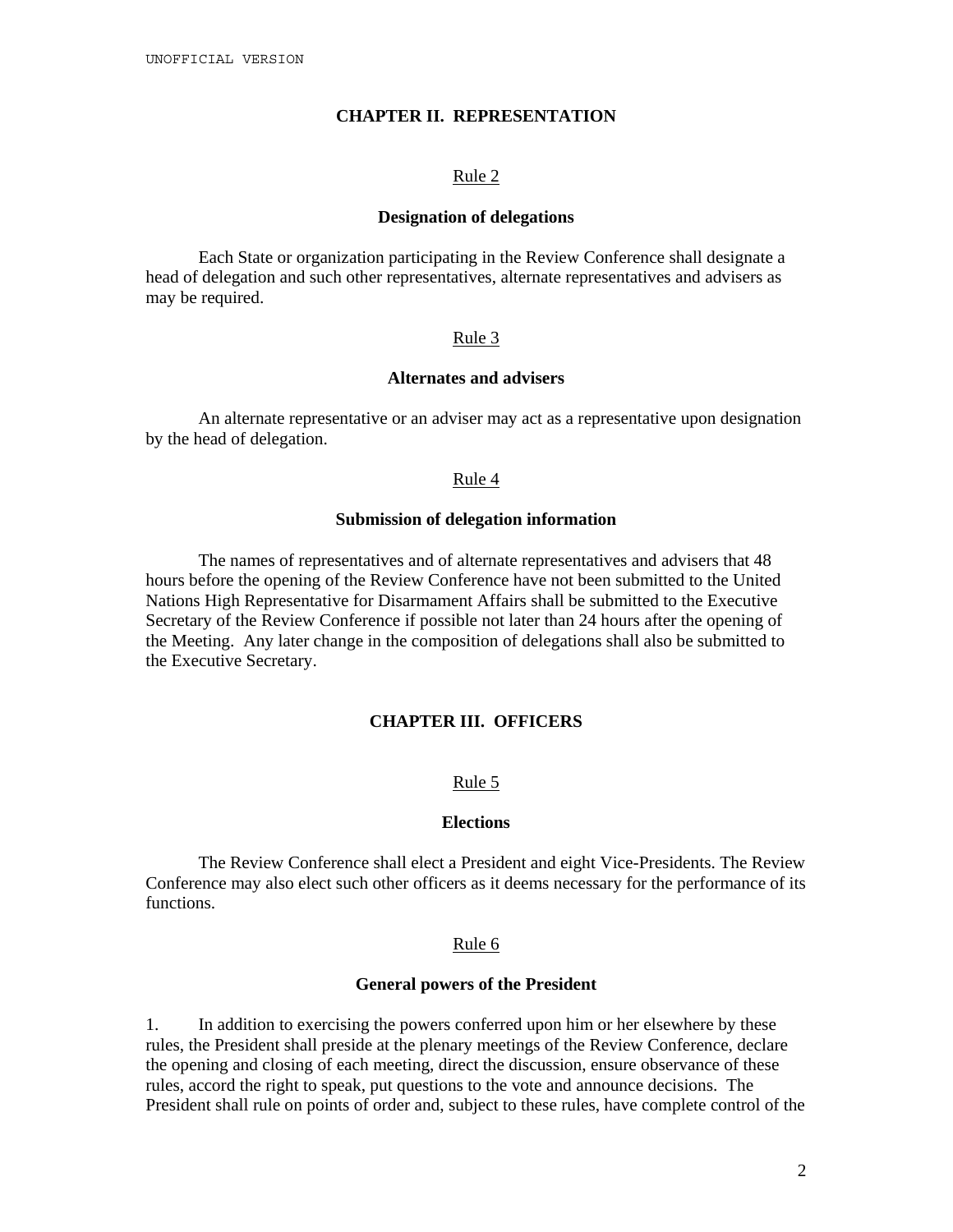## CHAPTER II. REPRESENTATION

### Rule 2

**Designation of delegations**

Each State or organization participating in the Review Conference shall designate a head of delegation and such other representatives, alternate representatives and advisers as may be required.

### Rule 3

**Alternates and advisers**

An alternate representative or an adviser may act as a representative upon designation by the head of delegation.

### Rule 4

**Submission of delegation information**

The names of representatives and of alternate representatives and advisers that 48 hours before the opening of the Review Conference have not been submitted to the United Nations High Representative for Disarmament Affairs shall be submitted to the Executive Secretary of the Review Conference if possible not later than 24 hours after the opening of the Meeting. Any later change in the composition of delegations shall also be submitted to the Executive Secretary.

## CHAPTER III. OFFICERS

### Rule 5

**Elections**

The Review Conference shall elect a President and eight Vice-Presidents. The Review Conference may also elect such other officers as it deems necessary for the performance of its functions.

### Rule 6

**General powers of the President**

1. In addition to exercising the powers conferred upon him or her elsewhere by these rules, the President shall preside at the plenary meetings of the Review Conference, declare the opening and closing of each meeting, direct the discussion, ensure observance of these rules, accord the right to speak, put questions to the vote and announce decisions. The President shall rule on points of order and, subject to these rules, have complete control of the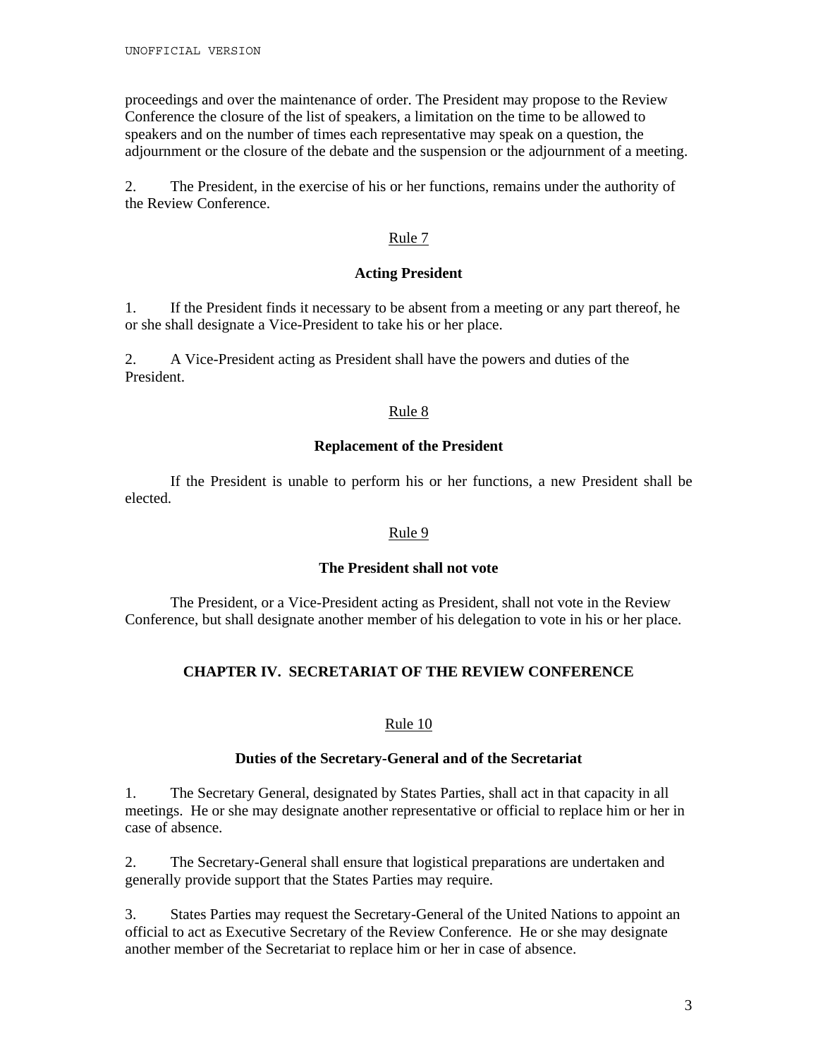proceedings and over the maintenance of order. The President may propose to the Review Conference the closure of the list of speakers, a limitation on the time to be allowed to speakers and on the number of times each representative may speak on a question, the adjournment or the closure of the debate and the suspension or the adjournment of a meeting.

2. The President, in the exercise of his or her functions, remains under the authority of the Review Conference.

Rule 7

**Acting President**

1. If the President finds it necessary to be absent from a meeting or any part thereof, he or she shall designate a Vice-President to take his or her place.

2. A Vice-President acting as President shall have the powers and duties of the President.

Rule 8

**Replacement of the President**

If the President is unable to perform his or her functions, a new President shall be elected.

Rule 9

**The President shall not vote**

The President, or a Vice-President acting as President, shall not vote in the Review Conference, but shall designate another member of his delegation to vote in his or her place.

## CHAPTER IV. SECRETARIAT OF THE REVIEW CONFERENCE

Rule 10

**Duties of the Secretary-General and of the Secretariat**

1. The Secretary General, designated by States Parties, shall act in that capacity in all meetings. He or she may designate another representative or official to replace him or her in case of absence.

2. The Secretary-General shall ensure that logistical preparations are undertaken and generally provide support that the States Parties may require.

3. States Parties may request the Secretary-General of the United Nations to appoint an official to act as Executive Secretary of the Review Conference. He or she may designate another member of the Secretariat to replace him or her in case of absence.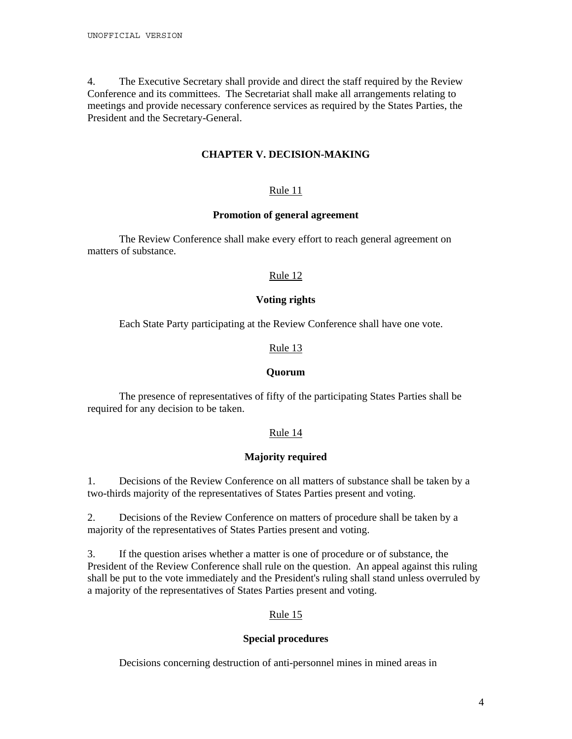4. The Executive Secretary shall provide and direct the staff required by the Review Conference and its committees. The Secretariat shall make all arrangements relating to meetings and provide necessary conference services as required by the States Parties, the President and the Secretary-General.

## CHAPTER V. DECISION-MAKING

### Rule 11

**Promotion of general agreement**

The Review Conference shall make every effort to reach general agreement on matters of substance.

### Rule 12

**Voting rights**

Each State Party participating at the Review Conference shall have one vote.

### Rule 13

**Quorum**

The presence of representatives of fifty of the participating States Parties shall be required for any decision to be taken.

### Rule 14

**Majority required**

1. Decisions of the Review Conference on all matters of substance shall be taken by a two-thirds majority of the representatives of States Parties present and voting.

2. Decisions of the Review Conference on matters of procedure shall be taken by a majority of the representatives of States Parties present and voting.

3. If the question arises whether a matter is one of procedure or of substance, the President of the Review Conference shall rule on the question. An appeal against this ruling shall be put to the vote immediately and the President's ruling shall stand unless overruled by a majority of the representatives of States Parties present and voting.

### Rule 15

**Special procedures**

Decisions concerning destruction of anti-personnel mines in mined areas in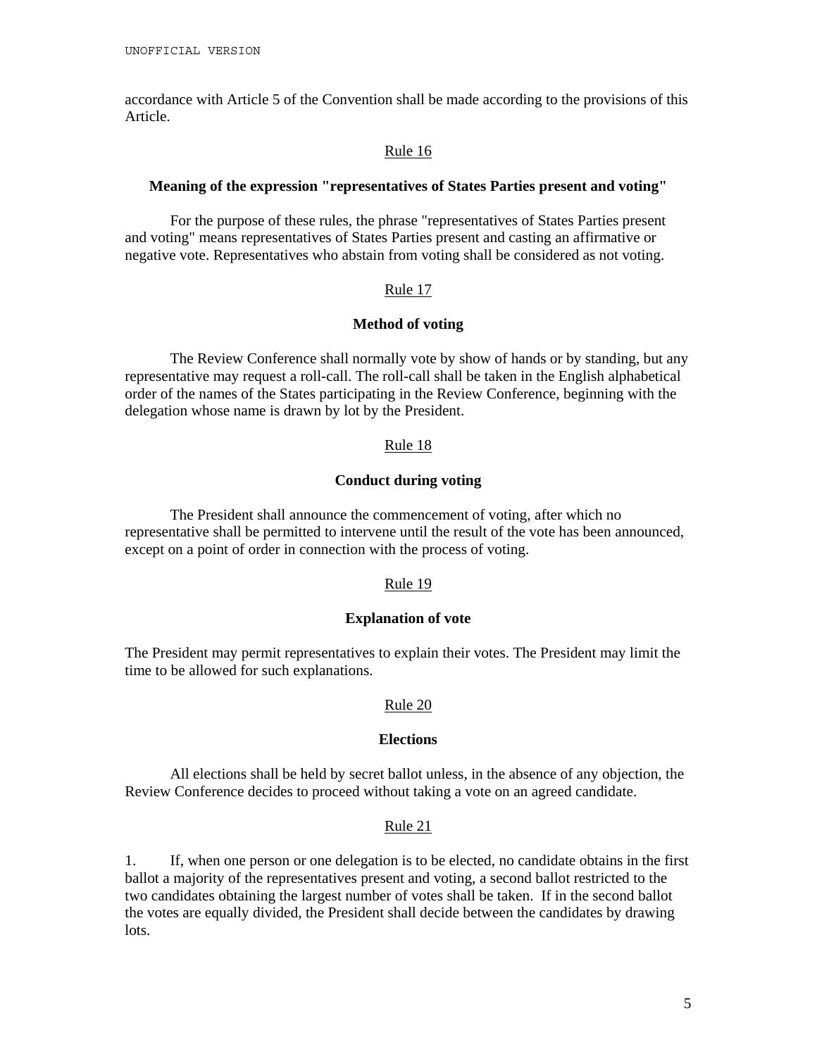accordance with Article 5 of the Convention shall be made according to the provisions of this Article.

<u>Rule 16</u>

**Meaning of the expression "representatives of States Parties present and voting"**

For the purpose of these rules, the phrase "representatives of States Parties present and voting" means representatives of States Parties present and casting an affirmative or negative vote. Representatives who abstain from voting shall be considered as not voting.

<u>Rule 17</u>

**Method of voting**

The Review Conference shall normally vote by show of hands or by standing, but any representative may request a roll-call. The roll-call shall be taken in the English alphabetical order of the names of the States participating in the Review Conference, beginning with the delegation whose name is drawn by lot by the President.

<u>Rule 18</u>

**Conduct during voting**

The President shall announce the commencement of voting, after which no representative shall be permitted to intervene until the result of the vote has been announced, except on a point of order in connection with the process of voting.

<u>Rule 19</u>

**Explanation of vote**

The President may permit representatives to explain their votes. The President may limit the time to be allowed for such explanations.

<u>Rule 20</u>

**Elections**

All elections shall be held by secret ballot unless, in the absence of any objection, the Review Conference decides to proceed without taking a vote on an agreed candidate.

<u>Rule 21</u>

1. If, when one person or one delegation is to be elected, no candidate obtains in the first ballot a majority of the representatives present and voting, a second ballot restricted to the two candidates obtaining the largest number of votes shall be taken. If in the second ballot the votes are equally divided, the President shall decide between the candidates by drawing lots.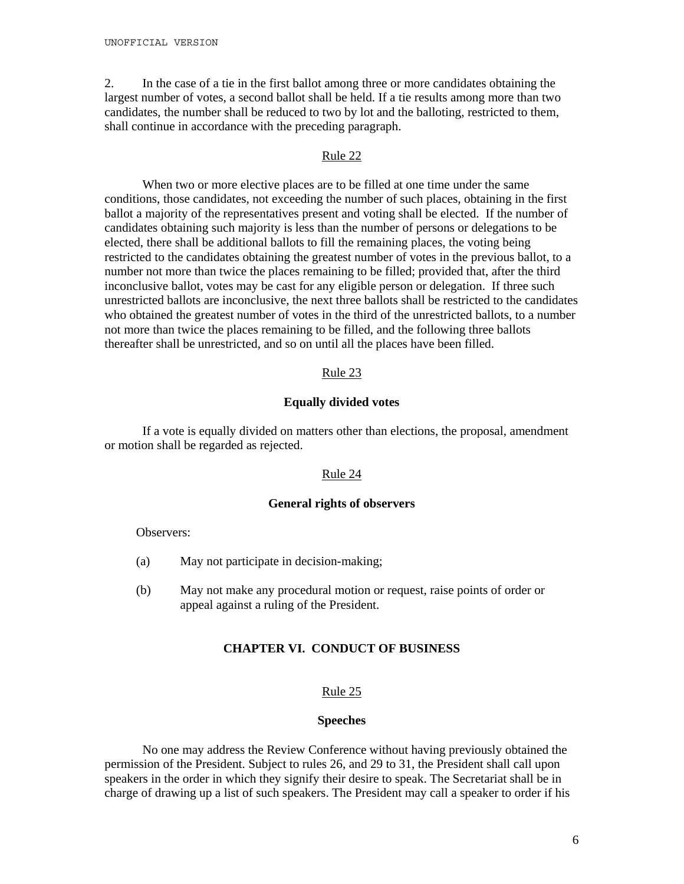2. In the case of a tie in the first ballot among three or more candidates obtaining the largest number of votes, a second ballot shall be held. If a tie results among more than two candidates, the number shall be reduced to two by lot and the balloting, restricted to them, shall continue in accordance with the preceding paragraph.

Rule 22

When two or more elective places are to be filled at one time under the same conditions, those candidates, not exceeding the number of such places, obtaining in the first ballot a majority of the representatives present and voting shall be elected. If the number of candidates obtaining such majority is less than the number of persons or delegations to be elected, there shall be additional ballots to fill the remaining places, the voting being restricted to the candidates obtaining the greatest number of votes in the previous ballot, to a number not more than twice the places remaining to be filled; provided that, after the third inconclusive ballot, votes may be cast for any eligible person or delegation. If three such unrestricted ballots are inconclusive, the next three ballots shall be restricted to the candidates who obtained the greatest number of votes in the third of the unrestricted ballots, to a number not more than twice the places remaining to be filled, and the following three ballots thereafter shall be unrestricted, and so on until all the places have been filled.

Rule 23

**Equally divided votes**

If a vote is equally divided on matters other than elections, the proposal, amendment or motion shall be regarded as rejected.

Rule 24

**General rights of observers**

Observers:

(a) May not participate in decision-making;

(b) May not make any procedural motion or request, raise points of order or appeal against a ruling of the President.

## CHAPTER VI. CONDUCT OF BUSINESS

Rule 25

**Speeches**

No one may address the Review Conference without having previously obtained the permission of the President. Subject to rules 26, and 29 to 31, the President shall call upon speakers in the order in which they signify their desire to speak. The Secretariat shall be in charge of drawing up a list of such speakers. The President may call a speaker to order if his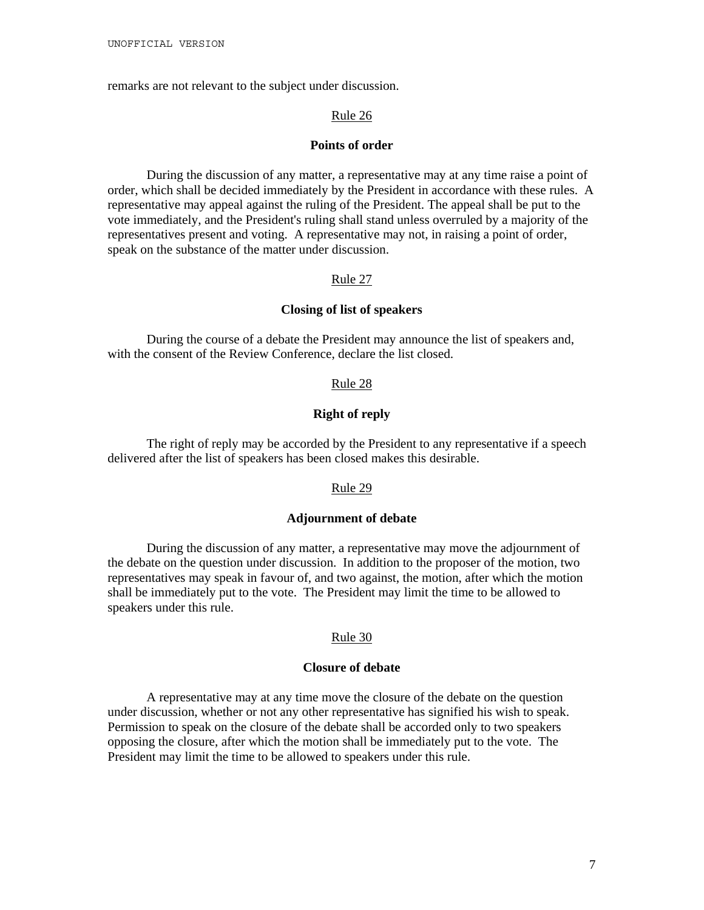remarks are not relevant to the subject under discussion.

Rule 26

**Points of order**

During the discussion of any matter, a representative may at any time raise a point of order, which shall be decided immediately by the President in accordance with these rules. A representative may appeal against the ruling of the President. The appeal shall be put to the vote immediately, and the President's ruling shall stand unless overruled by a majority of the representatives present and voting. A representative may not, in raising a point of order, speak on the substance of the matter under discussion.

Rule 27

**Closing of list of speakers**

During the course of a debate the President may announce the list of speakers and, with the consent of the Review Conference, declare the list closed.

Rule 28

**Right of reply**

The right of reply may be accorded by the President to any representative if a speech delivered after the list of speakers has been closed makes this desirable.

Rule 29

**Adjournment of debate**

During the discussion of any matter, a representative may move the adjournment of the debate on the question under discussion. In addition to the proposer of the motion, two representatives may speak in favour of, and two against, the motion, after which the motion shall be immediately put to the vote. The President may limit the time to be allowed to speakers under this rule.

Rule 30

**Closure of debate**

A representative may at any time move the closure of the debate on the question under discussion, whether or not any other representative has signified his wish to speak. Permission to speak on the closure of the debate shall be accorded only to two speakers opposing the closure, after which the motion shall be immediately put to the vote. The President may limit the time to be allowed to speakers under this rule.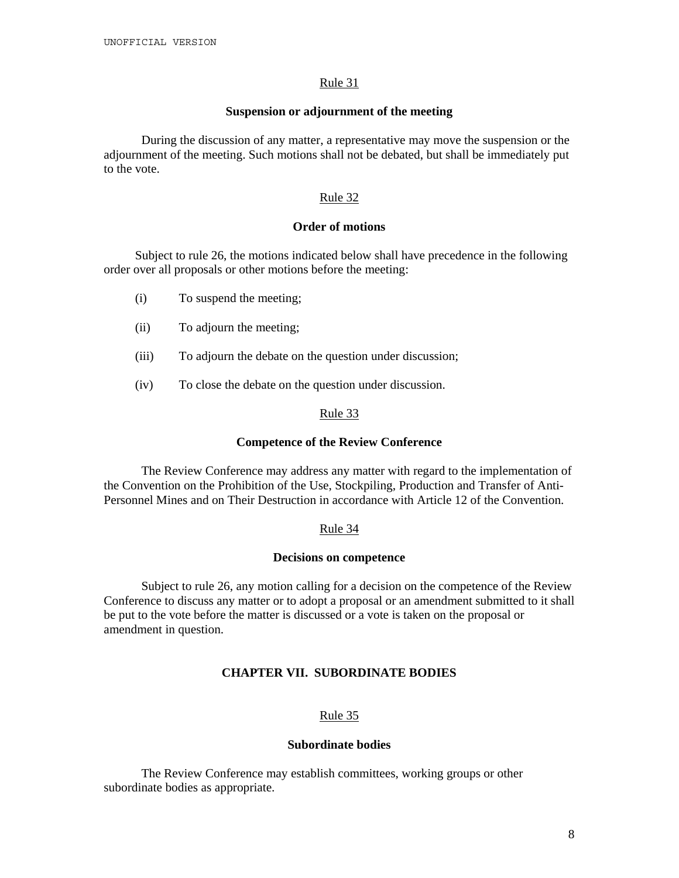Rule 31

**Suspension or adjournment of the meeting**

During the discussion of any matter, a representative may move the suspension or the adjournment of the meeting. Such motions shall not be debated, but shall be immediately put to the vote.

Rule 32

**Order of motions**

Subject to rule 26, the motions indicated below shall have precedence in the following order over all proposals or other motions before the meeting:

(i) To suspend the meeting;

(ii) To adjourn the meeting;

(iii) To adjourn the debate on the question under discussion;

(iv) To close the debate on the question under discussion.

Rule 33

**Competence of the Review Conference**

The Review Conference may address any matter with regard to the implementation of the Convention on the Prohibition of the Use, Stockpiling, Production and Transfer of Anti-Personnel Mines and on Their Destruction in accordance with Article 12 of the Convention.

Rule 34

**Decisions on competence**

Subject to rule 26, any motion calling for a decision on the competence of the Review Conference to discuss any matter or to adopt a proposal or an amendment submitted to it shall be put to the vote before the matter is discussed or a vote is taken on the proposal or amendment in question.

## CHAPTER VII. SUBORDINATE BODIES

Rule 35

**Subordinate bodies**

The Review Conference may establish committees, working groups or other subordinate bodies as appropriate.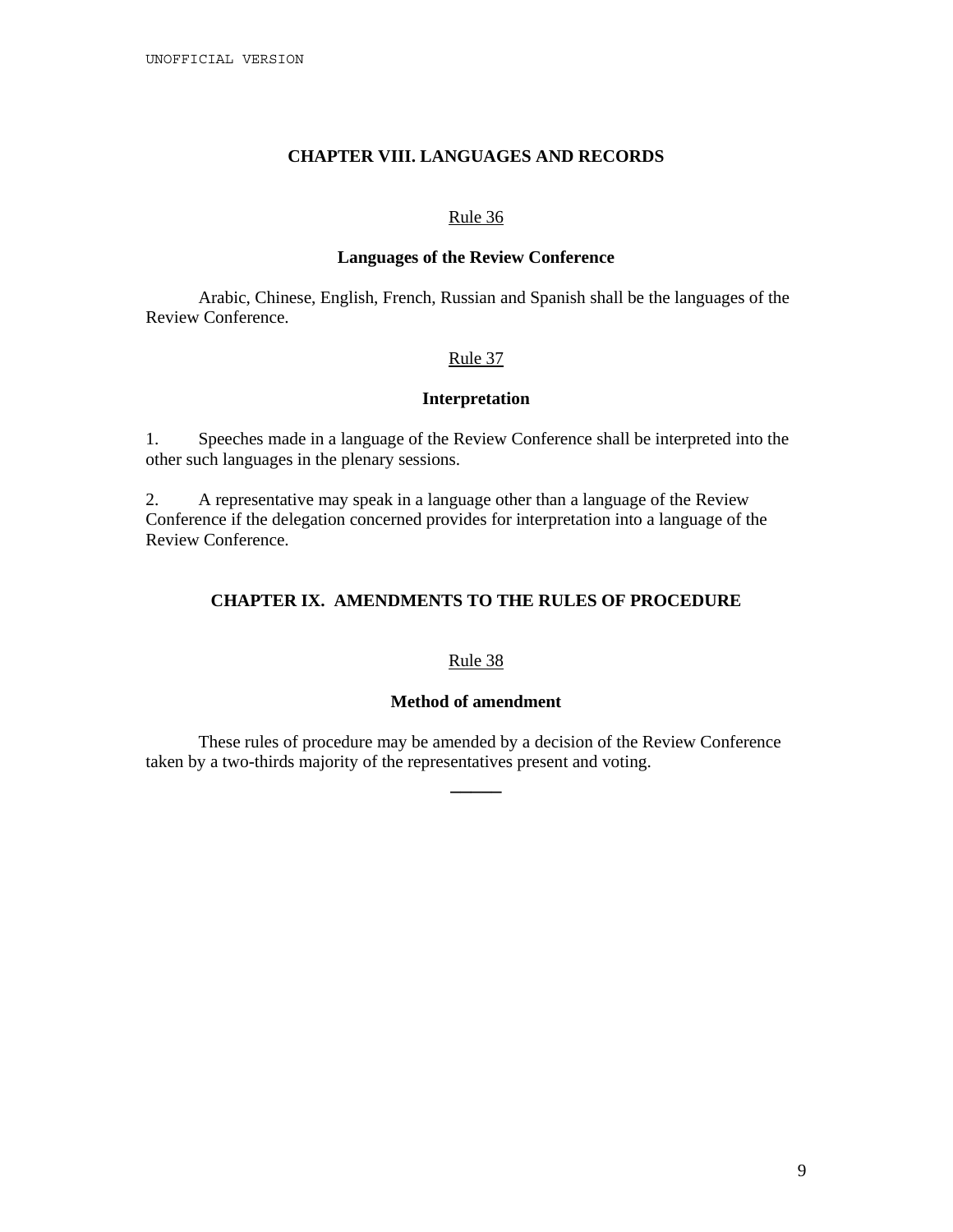## CHAPTER VIII. LANGUAGES AND RECORDS

### Rule 36

**Languages of the Review Conference**

Arabic, Chinese, English, French, Russian and Spanish shall be the languages of the Review Conference.

### Rule 37

**Interpretation**

1. Speeches made in a language of the Review Conference shall be interpreted into the other such languages in the plenary sessions.

2. A representative may speak in a language other than a language of the Review Conference if the delegation concerned provides for interpretation into a language of the Review Conference.

## CHAPTER IX. AMENDMENTS TO THE RULES OF PROCEDURE

### Rule 38

**Method of amendment**

These rules of procedure may be amended by a decision of the Review Conference taken by a two-thirds majority of the representatives present and voting.

---